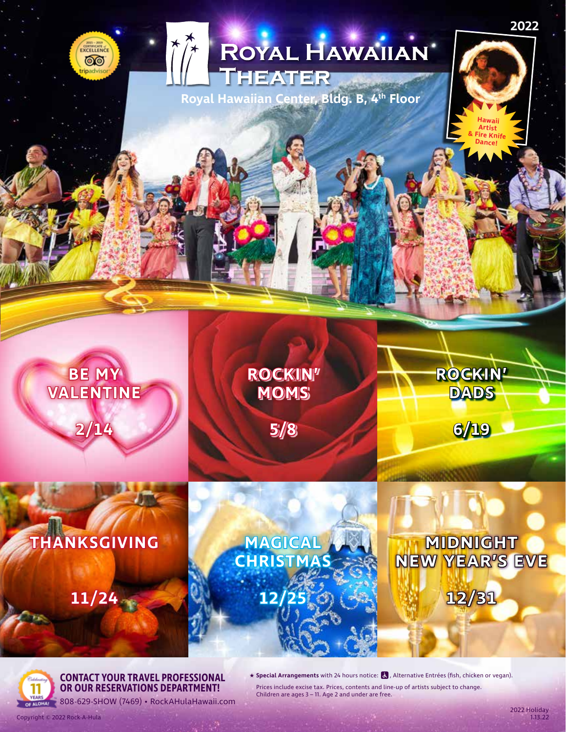2022

# Royal Hawaiian Theater

Royal Hawaiian Center, Bldg. B, 4th Floor

Hawaii Artist & Fire Knife Dance!

## BE MY VALENTINE
2/14

## ROCKIN' MOMS
5/8

## ROCKIN' DADS
6/19

## THANKSGIVING
11/24

## MAGICAL CHRISTMAS
12/25

## MIDNIGHT NEW YEAR'S EVE
12/31

**CONTACT YOUR TRAVEL PROFESSIONAL OR OUR RESERVATIONS DEPARTMENT!**

808-629-SHOW (7469) • RockAHulaHawaii.com

★ **Special Arrangements** with 24 hours notice: ♿, Alternative Entrées (fish, chicken or vegan).

Prices include excise tax. Prices, contents and line-up of artists subject to change.
Children are ages 3 – 11. Age 2 and under are free.

Copyright © 2022 Rock-A-Hula

2022 Holiday
1.13.22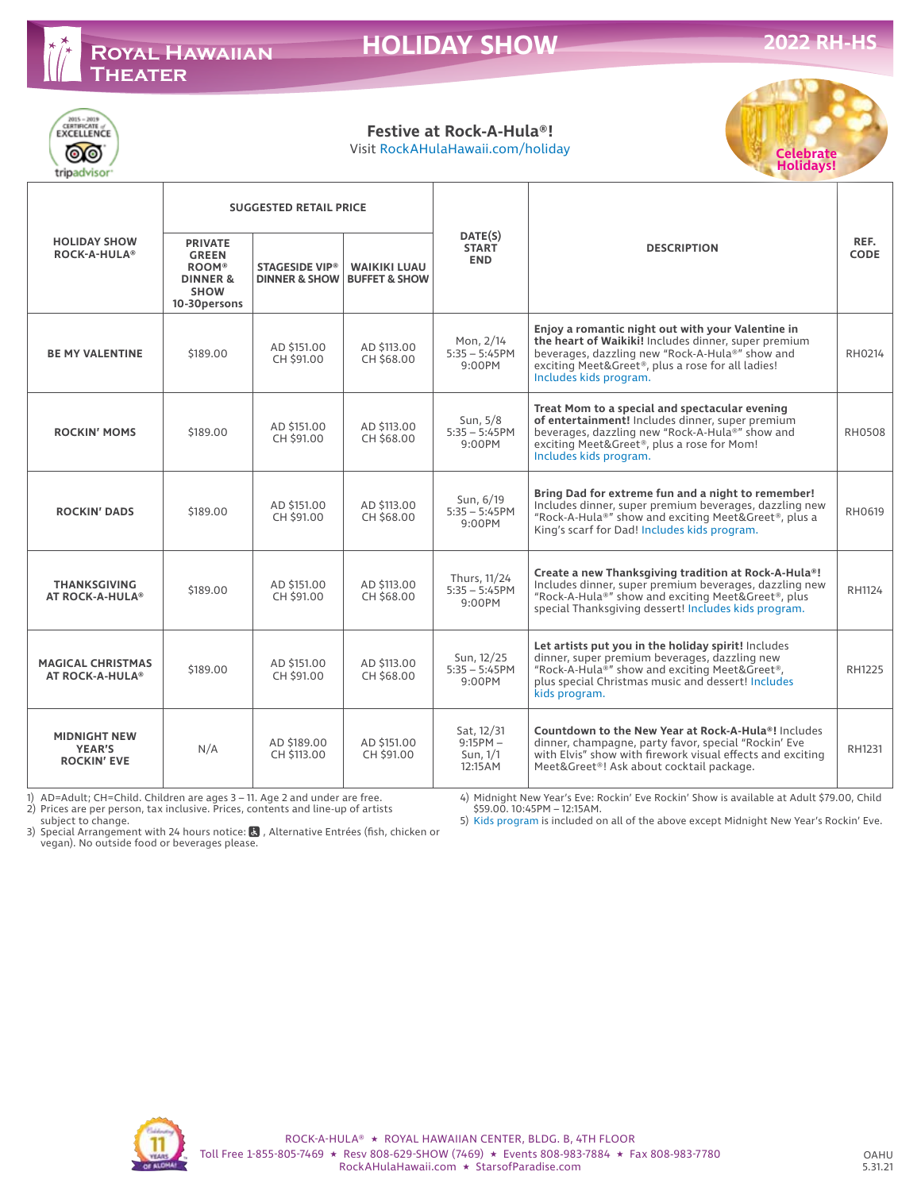# ROYAL HAWAIIAN THEATER

# HOLIDAY SHOW

2022 RH-HS

2015 – 2019 CERTIFICATE of EXCELLENCE tripadvisor

**Festive at Rock-A-Hula®!**
Visit RockAHulaHawaii.com/holiday

Celebrate Holidays!

| HOLIDAY SHOW ROCK-A-HULA® | SUGGESTED RETAIL PRICE | | | DATE(S) START END | DESCRIPTION | REF. CODE |
|---|---|---|---|---|---|---|
| | PRIVATE GREEN ROOM® DINNER & SHOW 10-30persons | STAGESIDE VIP® DINNER & SHOW | WAIKIKI LUAU BUFFET & SHOW | | | |
| **BE MY VALENTINE** | $189.00 | AD $151.00 CH $91.00 | AD $113.00 CH $68.00 | Mon, 2/14 5:35 – 5:45PM 9:00PM | **Enjoy a romantic night out with your Valentine in the heart of Waikiki!** Includes dinner, super premium beverages, dazzling new "Rock-A-Hula®" show and exciting Meet&Greet®, plus a rose for all ladies! Includes kids program. | RH0214 |
| **ROCKIN' MOMS** | $189.00 | AD $151.00 CH $91.00 | AD $113.00 CH $68.00 | Sun, 5/8 5:35 – 5:45PM 9:00PM | **Treat Mom to a special and spectacular evening of entertainment!** Includes dinner, super premium beverages, dazzling new "Rock-A-Hula®" show and exciting Meet&Greet®, plus a rose for Mom! Includes kids program. | RH0508 |
| **ROCKIN' DADS** | $189.00 | AD $151.00 CH $91.00 | AD $113.00 CH $68.00 | Sun, 6/19 5:35 – 5:45PM 9:00PM | **Bring Dad for extreme fun and a night to remember!** Includes dinner, super premium beverages, dazzling new "Rock-A-Hula®" show and exciting Meet&Greet®, plus a King's scarf for Dad! Includes kids program. | RH0619 |
| **THANKSGIVING AT ROCK-A-HULA®** | $189.00 | AD $151.00 CH $91.00 | AD $113.00 CH $68.00 | Thurs, 11/24 5:35 – 5:45PM 9:00PM | **Create a new Thanksgiving tradition at Rock-A-Hula®!** Includes dinner, super premium beverages, dazzling new "Rock-A-Hula®" show and exciting Meet&Greet®, plus special Thanksgiving dessert! Includes kids program. | RH1124 |
| **MAGICAL CHRISTMAS AT ROCK-A-HULA®** | $189.00 | AD $151.00 CH $91.00 | AD $113.00 CH $68.00 | Sun, 12/25 5:35 – 5:45PM 9:00PM | **Let artists put you in the holiday spirit!** Includes dinner, super premium beverages, dazzling new "Rock-A-Hula®" show and exciting Meet&Greet®, plus special Christmas music and dessert! Includes kids program. | RH1225 |
| **MIDNIGHT NEW YEAR'S ROCKIN' EVE** | N/A | AD $189.00 CH $113.00 | AD $151.00 CH $91.00 | Sat, 12/31 9:15PM – Sun, 1/1 12:15AM | **Countdown to the New Year at Rock-A-Hula®!** Includes dinner, champagne, party favor, special "Rockin' Eve with Elvis" show with firework visual effects and exciting Meet&Greet®! Ask about cocktail package. | RH1231 |

1) AD=Adult; CH=Child. Children are ages 3 – 11. Age 2 and under are free.
2) Prices are per person, tax inclusive. Prices, contents and line-up of artists subject to change.
3) Special Arrangement with 24 hours notice: ♿, Alternative Entrées (fish, chicken or vegan). No outside food or beverages please.
4) Midnight New Year's Eve: Rockin' Eve Rockin' Show is available at Adult $79.00, Child $59.00. 10:45PM – 12:15AM.
5) Kids program is included on all of the above except Midnight New Year's Rockin' Eve.

Celebrating 11 YEARS OF ALOHA!

ROCK-A-HULA® ★ ROYAL HAWAIIAN CENTER, BLDG. B, 4TH FLOOR
Toll Free 1-855-805-7469 ★ Resv 808-629-SHOW (7469) ★ Events 808-983-7884 ★ Fax 808-983-7780
RockAHulaHawaii.com ★ StarsofParadise.com

OAHU
5.31.21